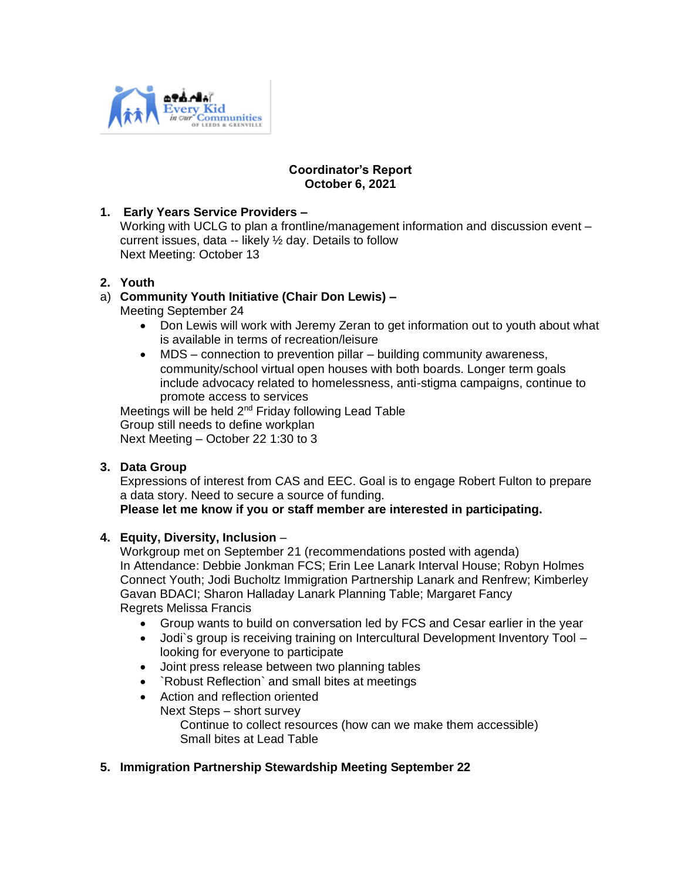# Coordinator's Report
## October 6, 2021

1. **Early Years Service Providers –**
   Working with UCLG to plan a frontline/management information and discussion event – current issues, data -- likely ½ day. Details to follow
   Next Meeting: October 13

2. **Youth**

a) **Community Youth Initiative (Chair Don Lewis) –**
   Meeting September 24
   - Don Lewis will work with Jeremy Zeran to get information out to youth about what is available in terms of recreation/leisure
   - MDS – connection to prevention pillar – building community awareness, community/school virtual open houses with both boards. Longer term goals include advocacy related to homelessness, anti-stigma campaigns, continue to promote access to services

   Meetings will be held 2nd Friday following Lead Table
   Group still needs to define workplan
   Next Meeting – October 22 1:30 to 3

3. **Data Group**
   Expressions of interest from CAS and EEC. Goal is to engage Robert Fulton to prepare a data story. Need to secure a source of funding.
   **Please let me know if you or staff member are interested in participating.**

4. **Equity, Diversity, Inclusion** –
   Workgroup met on September 21 (recommendations posted with agenda)
   In Attendance: Debbie Jonkman FCS; Erin Lee Lanark Interval House; Robyn Holmes Connect Youth; Jodi Bucholtz Immigration Partnership Lanark and Renfrew; Kimberley Gavan BDACI; Sharon Halladay Lanark Planning Table; Margaret Fancy
   Regrets Melissa Francis
   - Group wants to build on conversation led by FCS and Cesar earlier in the year
   - Jodi`s group is receiving training on Intercultural Development Inventory Tool – looking for everyone to participate
   - Joint press release between two planning tables
   - `Robust Reflection` and small bites at meetings
   - Action and reflection oriented

     Next Steps – short survey
     Continue to collect resources (how can we make them accessible)
     Small bites at Lead Table

5. **Immigration Partnership Stewardship Meeting September 22**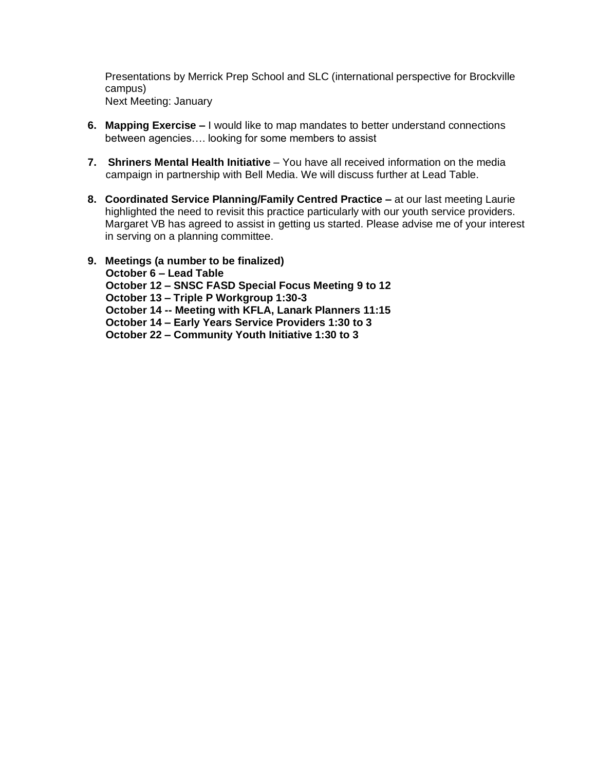Presentations by Merrick Prep School and SLC (international perspective for Brockville campus)
Next Meeting: January

6. **Mapping Exercise –** I would like to map mandates to better understand connections between agencies…. looking for some members to assist

7. **Shriners Mental Health Initiative** – You have all received information on the media campaign in partnership with Bell Media. We will discuss further at Lead Table.

8. **Coordinated Service Planning/Family Centred Practice –** at our last meeting Laurie highlighted the need to revisit this practice particularly with our youth service providers. Margaret VB has agreed to assist in getting us started. Please advise me of your interest in serving on a planning committee.

9. **Meetings (a number to be finalized)**
   **October 6 – Lead Table**
   **October 12 – SNSC FASD Special Focus Meeting 9 to 12**
   **October 13 – Triple P Workgroup 1:30-3**
   **October 14 -- Meeting with KFLA, Lanark Planners 11:15**
   **October 14 – Early Years Service Providers 1:30 to 3**
   **October 22 – Community Youth Initiative 1:30 to 3**